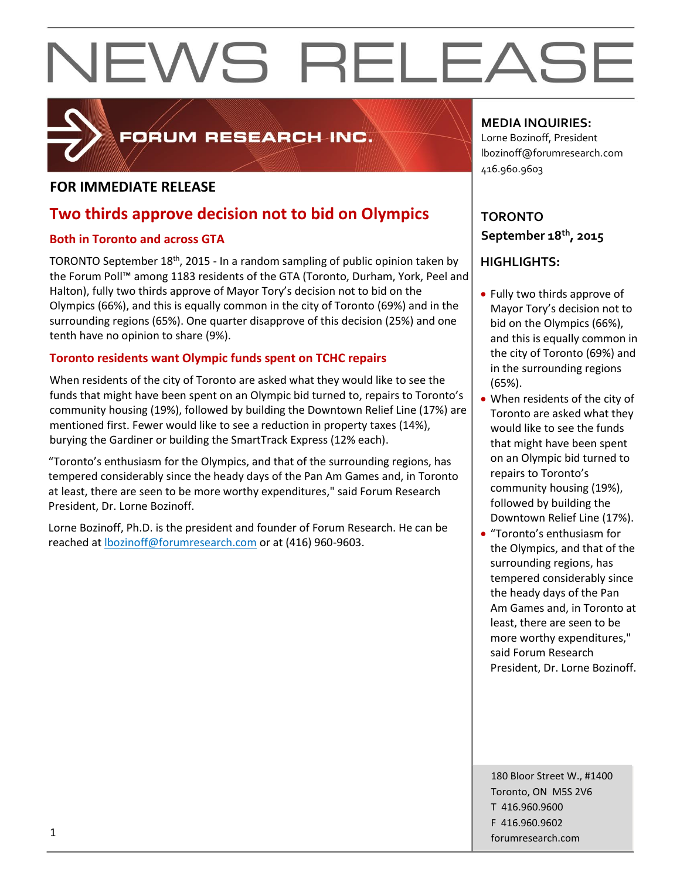# NEWS RELEASE

FORUM RESEARCH INC.

**FOR IMMEDIATE RELEASE**

## Two thirds approve decision not to bid on Olympics

### Both in Toronto and across GTA

TORONTO September 18th, 2015 - In a random sampling of public opinion taken by the Forum Poll™ among 1183 residents of the GTA (Toronto, Durham, York, Peel and Halton), fully two thirds approve of Mayor Tory's decision not to bid on the Olympics (66%), and this is equally common in the city of Toronto (69%) and in the surrounding regions (65%). One quarter disapprove of this decision (25%) and one tenth have no opinion to share (9%).

### Toronto residents want Olympic funds spent on TCHC repairs

When residents of the city of Toronto are asked what they would like to see the funds that might have been spent on an Olympic bid turned to, repairs to Toronto's community housing (19%), followed by building the Downtown Relief Line (17%) are mentioned first. Fewer would like to see a reduction in property taxes (14%), burying the Gardiner or building the SmartTrack Express (12% each).

"Toronto's enthusiasm for the Olympics, and that of the surrounding regions, has tempered considerably since the heady days of the Pan Am Games and, in Toronto at least, there are seen to be more worthy expenditures," said Forum Research President, Dr. Lorne Bozinoff.

Lorne Bozinoff, Ph.D. is the president and founder of Forum Research. He can be reached at lbozinoff@forumresearch.com or at (416) 960-9603.

**MEDIA INQUIRIES:**
Lorne Bozinoff, President
lbozinoff@forumresearch.com
416.960.9603

**TORONTO**
**September 18th, 2015**

**HIGHLIGHTS:**

- Fully two thirds approve of Mayor Tory's decision not to bid on the Olympics (66%), and this is equally common in the city of Toronto (69%) and in the surrounding regions (65%).
- When residents of the city of Toronto are asked what they would like to see the funds that might have been spent on an Olympic bid turned to repairs to Toronto's community housing (19%), followed by building the Downtown Relief Line (17%).
- "Toronto's enthusiasm for the Olympics, and that of the surrounding regions, has tempered considerably since the heady days of the Pan Am Games and, in Toronto at least, there are seen to be more worthy expenditures," said Forum Research President, Dr. Lorne Bozinoff.

180 Bloor Street W., #1400
Toronto, ON M5S 2V6
T 416.960.9600
F 416.960.9602
forumresearch.com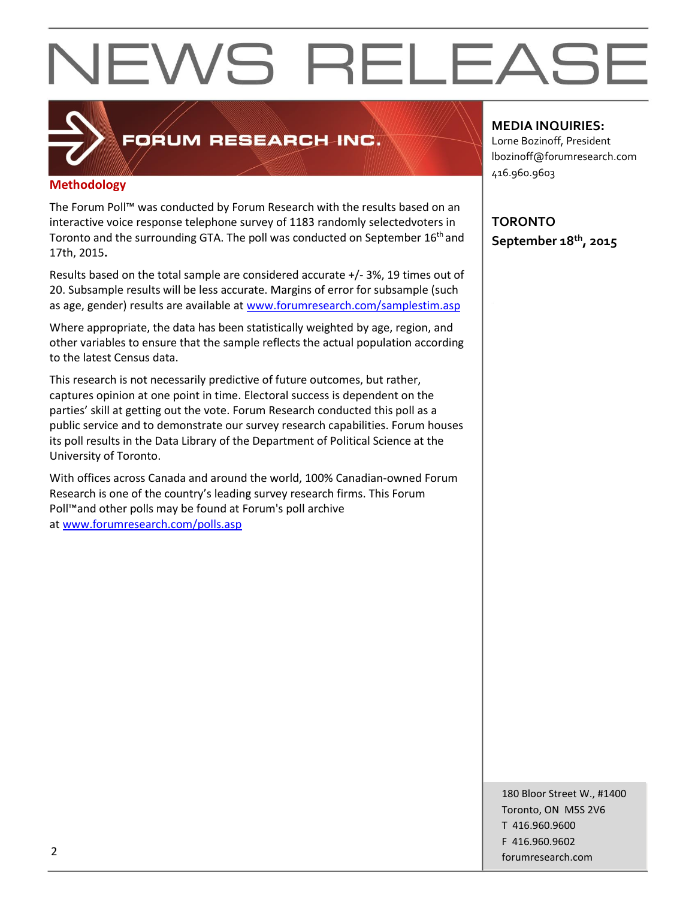# NEWS RELEASE

FORUM RESEARCH INC.

## Methodology

The Forum Poll™ was conducted by Forum Research with the results based on an interactive voice response telephone survey of 1183 randomly selectedvoters in Toronto and the surrounding GTA. The poll was conducted on September 16th and 17th, 2015.

Results based on the total sample are considered accurate +/- 3%, 19 times out of 20. Subsample results will be less accurate. Margins of error for subsample (such as age, gender) results are available at www.forumresearch.com/samplestim.asp

Where appropriate, the data has been statistically weighted by age, region, and other variables to ensure that the sample reflects the actual population according to the latest Census data.

This research is not necessarily predictive of future outcomes, but rather, captures opinion at one point in time. Electoral success is dependent on the parties' skill at getting out the vote. Forum Research conducted this poll as a public service and to demonstrate our survey research capabilities. Forum houses its poll results in the Data Library of the Department of Political Science at the University of Toronto.

With offices across Canada and around the world, 100% Canadian-owned Forum Research is one of the country's leading survey research firms. This Forum Poll™and other polls may be found at Forum's poll archive at www.forumresearch.com/polls.asp

**MEDIA INQUIRIES:**
Lorne Bozinoff, President
lbozinoff@forumresearch.com
416.960.9603

**TORONTO**
**September 18th, 2015**

180 Bloor Street W., #1400
Toronto, ON M5S 2V6
T 416.960.9600
F 416.960.9602
forumresearch.com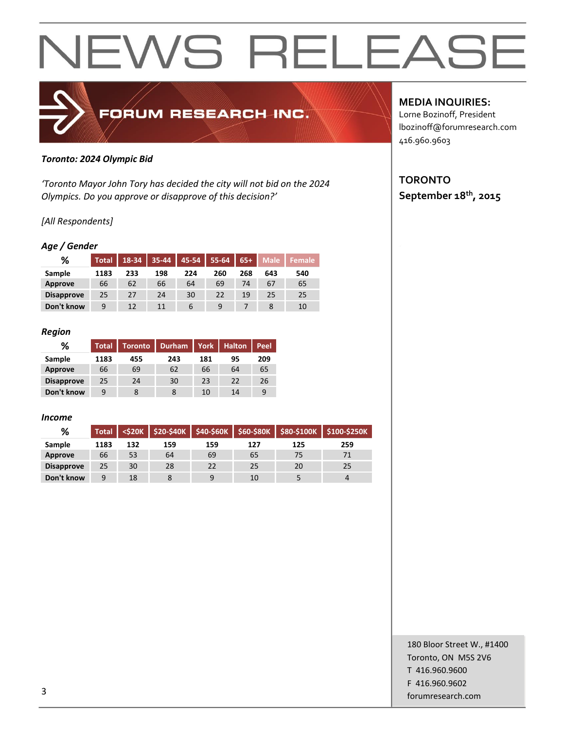# NEWS RELEASE

**FORUM RESEARCH INC.**

**MEDIA INQUIRIES:**
Lorne Bozinoff, President
lbozinoff@forumresearch.com
416.960.9603

**TORONTO**
**September 18th, 2015**

***Toronto: 2024 Olympic Bid***

*'Toronto Mayor John Tory has decided the city will not bid on the 2024 Olympics. Do you approve or disapprove of this decision?'*

*[All Respondents]*

### *Age / Gender*

| % | Total | 18-34 | 35-44 | 45-54 | 55-64 | 65+ | Male | Female |
|---|---|---|---|---|---|---|---|---|
| **Sample** | **1183** | **233** | **198** | **224** | **260** | **268** | **643** | **540** |
| **Approve** | 66 | 62 | 66 | 64 | 69 | 74 | 67 | 65 |
| **Disapprove** | 25 | 27 | 24 | 30 | 22 | 19 | 25 | 25 |
| **Don't know** | 9 | 12 | 11 | 6 | 9 | 7 | 8 | 10 |

### *Region*

| % | Total | Toronto | Durham | York | Halton | Peel |
|---|---|---|---|---|---|---|
| **Sample** | **1183** | **455** | **243** | **181** | **95** | **209** |
| **Approve** | 66 | 69 | 62 | 66 | 64 | 65 |
| **Disapprove** | 25 | 24 | 30 | 23 | 22 | 26 |
| **Don't know** | 9 | 8 | 8 | 10 | 14 | 9 |

### *Income*

| % | Total | <$20K | $20-$40K | $40-$60K | $60-$80K | $80-$100K | $100-$250K |
|---|---|---|---|---|---|---|---|
| **Sample** | **1183** | **132** | **159** | **159** | **127** | **125** | **259** |
| **Approve** | 66 | 53 | 64 | 69 | 65 | 75 | 71 |
| **Disapprove** | 25 | 30 | 28 | 22 | 25 | 20 | 25 |
| **Don't know** | 9 | 18 | 8 | 9 | 10 | 5 | 4 |

180 Bloor Street W., #1400
Toronto, ON M5S 2V6
T 416.960.9600
F 416.960.9602
forumresearch.com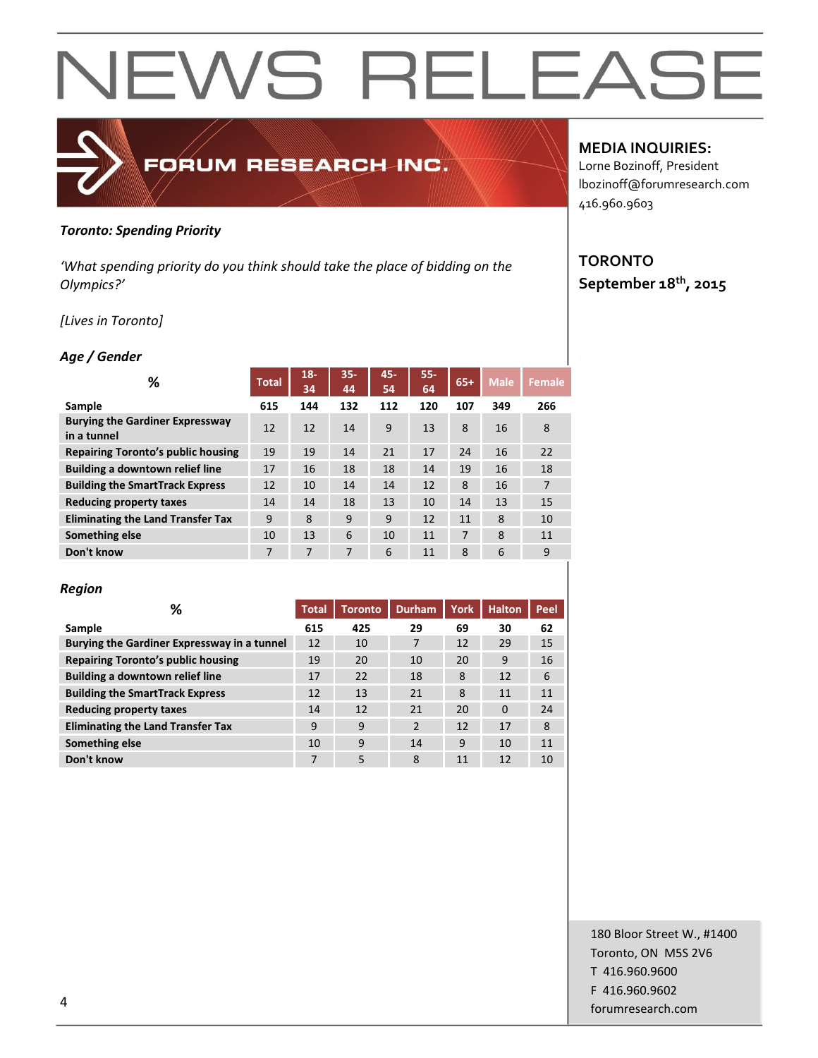# NEWS RELEASE

FORUM RESEARCH INC.

**MEDIA INQUIRIES:**
Lorne Bozinoff, President
lbozinoff@forumresearch.com
416.960.9603

**TORONTO**
**September 18th, 2015**

***Toronto: Spending Priority***

*'What spending priority do you think should take the place of bidding on the Olympics?'*

*[Lives in Toronto]*

***Age / Gender***

| % | Total | 18-34 | 35-44 | 45-54 | 55-64 | 65+ | Male | Female |
|---|---|---|---|---|---|---|---|---|
| **Sample** | **615** | **144** | **132** | **112** | **120** | **107** | **349** | **266** |
| **Burying the Gardiner Expressway in a tunnel** | 12 | 12 | 14 | 9 | 13 | 8 | 16 | 8 |
| **Repairing Toronto's public housing** | 19 | 19 | 14 | 21 | 17 | 24 | 16 | 22 |
| **Building a downtown relief line** | 17 | 16 | 18 | 18 | 14 | 19 | 16 | 18 |
| **Building the SmartTrack Express** | 12 | 10 | 14 | 14 | 12 | 8 | 16 | 7 |
| **Reducing property taxes** | 14 | 14 | 18 | 13 | 10 | 14 | 13 | 15 |
| **Eliminating the Land Transfer Tax** | 9 | 8 | 9 | 9 | 12 | 11 | 8 | 10 |
| **Something else** | 10 | 13 | 6 | 10 | 11 | 7 | 8 | 11 |
| **Don't know** | 7 | 7 | 7 | 6 | 11 | 8 | 6 | 9 |

***Region***

| % | Total | Toronto | Durham | York | Halton | Peel |
|---|---|---|---|---|---|---|
| **Sample** | **615** | **425** | **29** | **69** | **30** | **62** |
| **Burying the Gardiner Expressway in a tunnel** | 12 | 10 | 7 | 12 | 29 | 15 |
| **Repairing Toronto's public housing** | 19 | 20 | 10 | 20 | 9 | 16 |
| **Building a downtown relief line** | 17 | 22 | 18 | 8 | 12 | 6 |
| **Building the SmartTrack Express** | 12 | 13 | 21 | 8 | 11 | 11 |
| **Reducing property taxes** | 14 | 12 | 21 | 20 | 0 | 24 |
| **Eliminating the Land Transfer Tax** | 9 | 9 | 2 | 12 | 17 | 8 |
| **Something else** | 10 | 9 | 14 | 9 | 10 | 11 |
| **Don't know** | 7 | 5 | 8 | 11 | 12 | 10 |

180 Bloor Street W., #1400
Toronto, ON M5S 2V6
T 416.960.9600
F 416.960.9602
forumresearch.com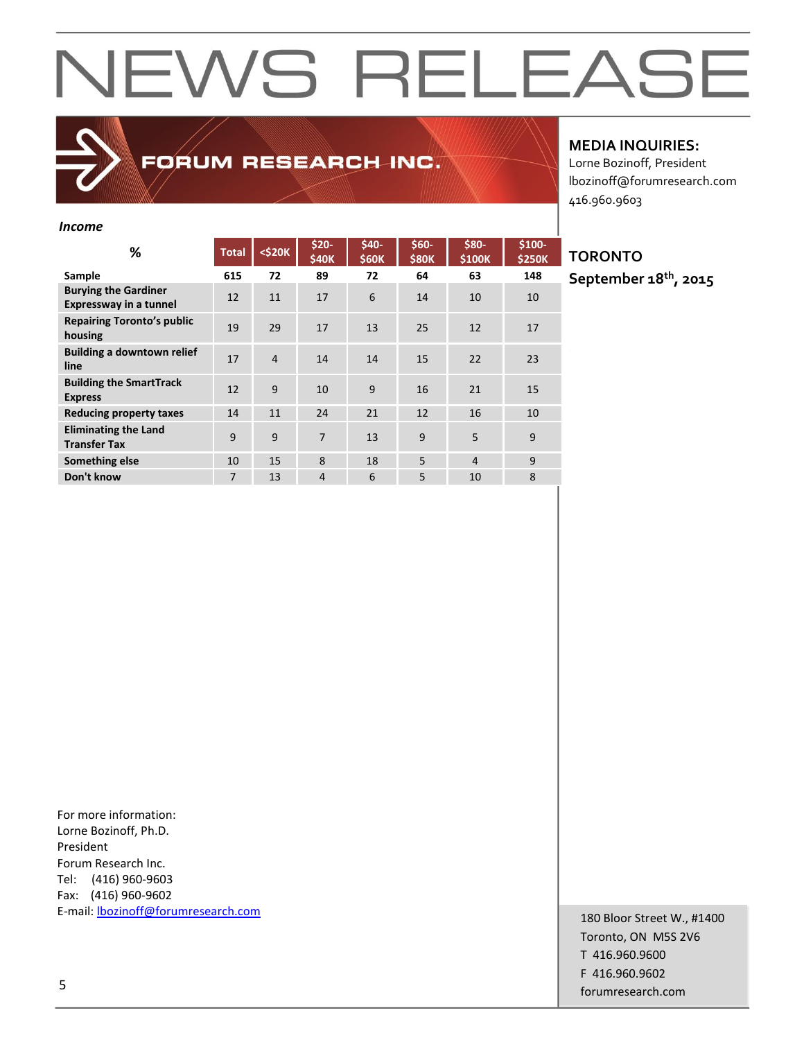# NEWS RELEASE

FORUM RESEARCH INC.

**MEDIA INQUIRIES:**
Lorne Bozinoff, President
lbozinoff@forumresearch.com
416.960.9603

**TORONTO**
**September 18th, 2015**

***Income***

| % | Total | <$20K | $20-$40K | $40-$60K | $60-$80K | $80-$100K | $100-$250K |
|---|---|---|---|---|---|---|---|
| **Sample** | **615** | **72** | **89** | **72** | **64** | **63** | **148** |
| **Burying the Gardiner Expressway in a tunnel** | 12 | 11 | 17 | 6 | 14 | 10 | 10 |
| **Repairing Toronto's public housing** | 19 | 29 | 17 | 13 | 25 | 12 | 17 |
| **Building a downtown relief line** | 17 | 4 | 14 | 14 | 15 | 22 | 23 |
| **Building the SmartTrack Express** | 12 | 9 | 10 | 9 | 16 | 21 | 15 |
| **Reducing property taxes** | 14 | 11 | 24 | 21 | 12 | 16 | 10 |
| **Eliminating the Land Transfer Tax** | 9 | 9 | 7 | 13 | 9 | 5 | 9 |
| **Something else** | 10 | 15 | 8 | 18 | 5 | 4 | 9 |
| **Don't know** | 7 | 13 | 4 | 6 | 5 | 10 | 8 |

For more information:
Lorne Bozinoff, Ph.D.
President
Forum Research Inc.
Tel: (416) 960-9603
Fax: (416) 960-9602
E-mail: lbozinoff@forumresearch.com

180 Bloor Street W., #1400
Toronto, ON M5S 2V6
T 416.960.9600
F 416.960.9602
forumresearch.com